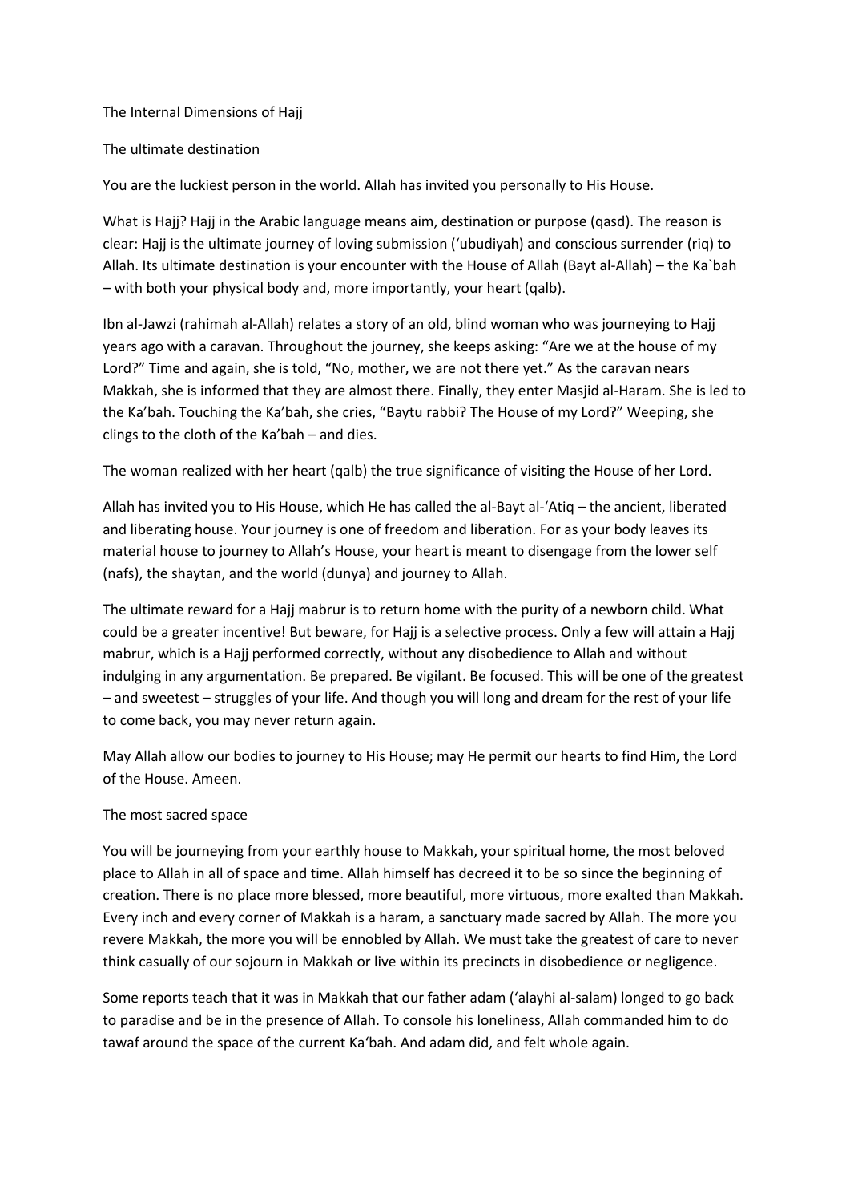# The Internal Dimensions of Hajj

## The ultimate destination

You are the luckiest person in the world. Allah has invited you personally to His House.

What is Hajj? Hajj in the Arabic language means aim, destination or purpose (qasd). The reason is clear: Hajj is the ultimate journey of loving submission ('ubudiyah) and conscious surrender (riq) to Allah. Its ultimate destination is your encounter with the House of Allah (Bayt al-Allah) – the Ka`bah – with both your physical body and, more importantly, your heart (qalb).

Ibn al-Jawzi (rahimah al-Allah) relates a story of an old, blind woman who was journeying to Hajj years ago with a caravan. Throughout the journey, she keeps asking: "Are we at the house of my Lord?" Time and again, she is told, "No, mother, we are not there yet." As the caravan nears Makkah, she is informed that they are almost there. Finally, they enter Masjid al-Haram. She is led to the Ka'bah. Touching the Ka'bah, she cries, "Baytu rabbi? The House of my Lord?" Weeping, she clings to the cloth of the Ka'bah – and dies.

The woman realized with her heart (qalb) the true significance of visiting the House of her Lord.

Allah has invited you to His House, which He has called the al-Bayt al-'Atiq – the ancient, liberated and liberating house. Your journey is one of freedom and liberation. For as your body leaves its material house to journey to Allah's House, your heart is meant to disengage from the lower self (nafs), the shaytan, and the world (dunya) and journey to Allah.

The ultimate reward for a Hajj mabrur is to return home with the purity of a newborn child. What could be a greater incentive! But beware, for Hajj is a selective process. Only a few will attain a Hajj mabrur, which is a Hajj performed correctly, without any disobedience to Allah and without indulging in any argumentation. Be prepared. Be vigilant. Be focused. This will be one of the greatest – and sweetest – struggles of your life. And though you will long and dream for the rest of your life to come back, you may never return again.

May Allah allow our bodies to journey to His House; may He permit our hearts to find Him, the Lord of the House. Ameen.

## The most sacred space

You will be journeying from your earthly house to Makkah, your spiritual home, the most beloved place to Allah in all of space and time. Allah himself has decreed it to be so since the beginning of creation. There is no place more blessed, more beautiful, more virtuous, more exalted than Makkah. Every inch and every corner of Makkah is a haram, a sanctuary made sacred by Allah. The more you revere Makkah, the more you will be ennobled by Allah. We must take the greatest of care to never think casually of our sojourn in Makkah or live within its precincts in disobedience or negligence.

Some reports teach that it was in Makkah that our father adam ('alayhi al-salam) longed to go back to paradise and be in the presence of Allah. To console his loneliness, Allah commanded him to do tawaf around the space of the current Ka'bah. And adam did, and felt whole again.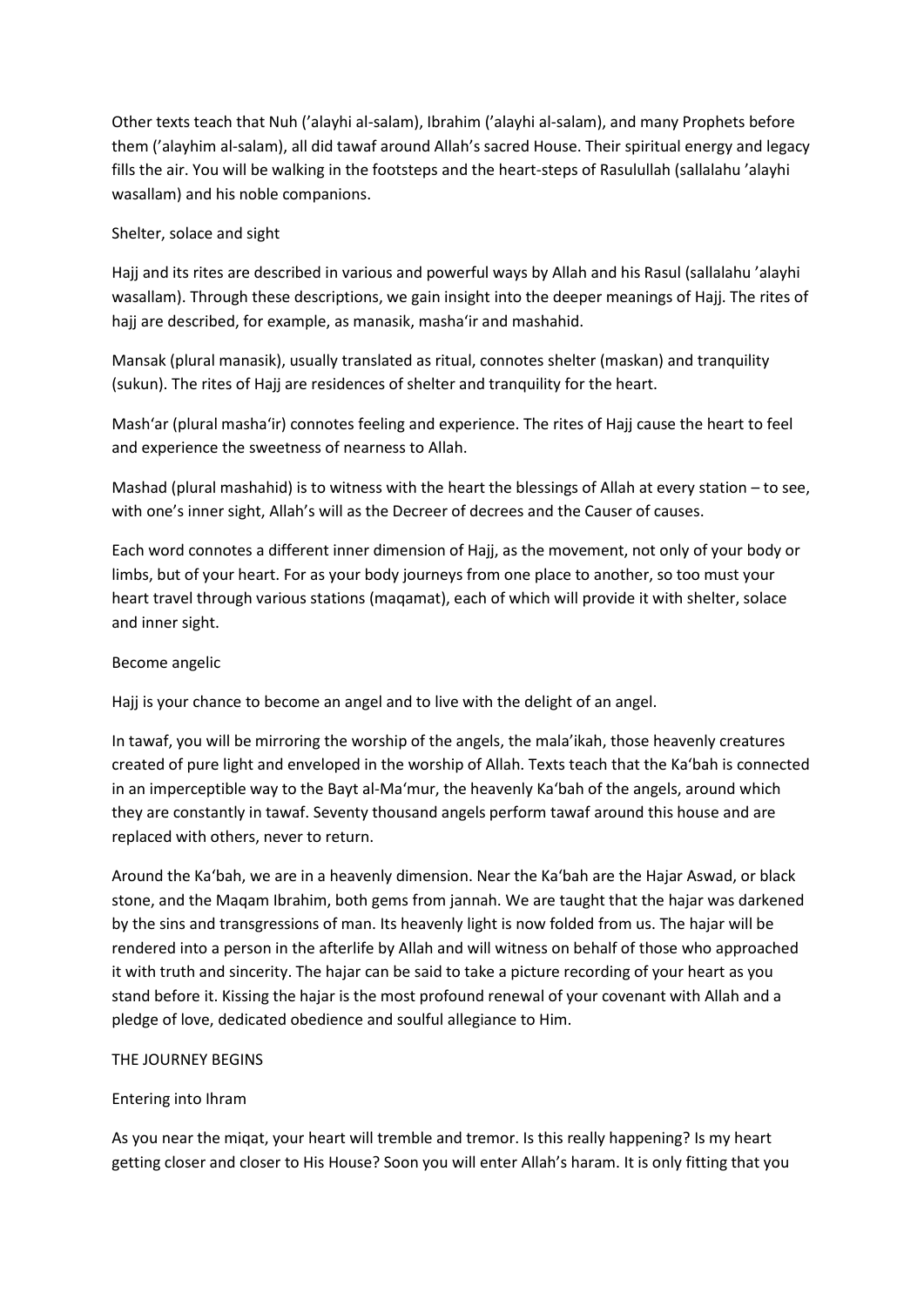Other texts teach that Nuh (’alayhi al-salam), Ibrahim (’alayhi al-salam), and many Prophets before them (’alayhim al-salam), all did tawaf around Allah’s sacred House. Their spiritual energy and legacy fills the air. You will be walking in the footsteps and the heart-steps of Rasulullah (sallalahu ’alayhi wasallam) and his noble companions.

## Shelter, solace and sight

Hajj and its rites are described in various and powerful ways by Allah and his Rasul (sallalahu ’alayhi wasallam). Through these descriptions, we gain insight into the deeper meanings of Hajj. The rites of hajj are described, for example, as manasik, masha‘ir and mashahid.

Mansak (plural manasik), usually translated as ritual, connotes shelter (maskan) and tranquility (sukun). The rites of Hajj are residences of shelter and tranquility for the heart.

Mash‘ar (plural masha‘ir) connotes feeling and experience. The rites of Hajj cause the heart to feel and experience the sweetness of nearness to Allah.

Mashad (plural mashahid) is to witness with the heart the blessings of Allah at every station – to see, with one’s inner sight, Allah’s will as the Decreer of decrees and the Causer of causes.

Each word connotes a different inner dimension of Hajj, as the movement, not only of your body or limbs, but of your heart. For as your body journeys from one place to another, so too must your heart travel through various stations (maqamat), each of which will provide it with shelter, solace and inner sight.

## Become angelic

Hajj is your chance to become an angel and to live with the delight of an angel.

In tawaf, you will be mirroring the worship of the angels, the mala’ikah, those heavenly creatures created of pure light and enveloped in the worship of Allah. Texts teach that the Ka‘bah is connected in an imperceptible way to the Bayt al-Ma‘mur, the heavenly Ka‘bah of the angels, around which they are constantly in tawaf. Seventy thousand angels perform tawaf around this house and are replaced with others, never to return.

Around the Ka‘bah, we are in a heavenly dimension. Near the Ka‘bah are the Hajar Aswad, or black stone, and the Maqam Ibrahim, both gems from jannah. We are taught that the hajar was darkened by the sins and transgressions of man. Its heavenly light is now folded from us. The hajar will be rendered into a person in the afterlife by Allah and will witness on behalf of those who approached it with truth and sincerity. The hajar can be said to take a picture recording of your heart as you stand before it. Kissing the hajar is the most profound renewal of your covenant with Allah and a pledge of love, dedicated obedience and soulful allegiance to Him.

# THE JOURNEY BEGINS

## Entering into Ihram

As you near the miqat, your heart will tremble and tremor. Is this really happening? Is my heart getting closer and closer to His House? Soon you will enter Allah’s haram. It is only fitting that you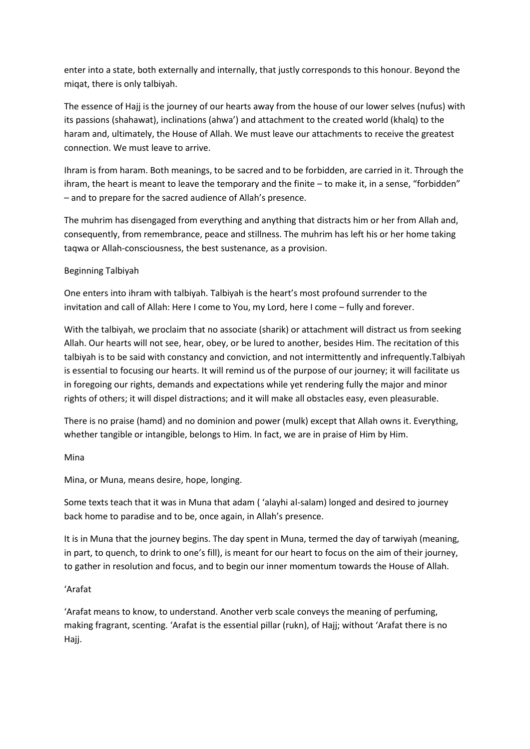enter into a state, both externally and internally, that justly corresponds to this honour. Beyond the miqat, there is only talbiyah.

The essence of Hajj is the journey of our hearts away from the house of our lower selves (nufus) with its passions (shahawat), inclinations (ahwa') and attachment to the created world (khalq) to the haram and, ultimately, the House of Allah. We must leave our attachments to receive the greatest connection. We must leave to arrive.

Ihram is from haram. Both meanings, to be sacred and to be forbidden, are carried in it. Through the ihram, the heart is meant to leave the temporary and the finite – to make it, in a sense, "forbidden" – and to prepare for the sacred audience of Allah's presence.

The muhrim has disengaged from everything and anything that distracts him or her from Allah and, consequently, from remembrance, peace and stillness. The muhrim has left his or her home taking taqwa or Allah-consciousness, the best sustenance, as a provision.

## Beginning Talbiyah

One enters into ihram with talbiyah. Talbiyah is the heart's most profound surrender to the invitation and call of Allah: Here I come to You, my Lord, here I come – fully and forever.

With the talbiyah, we proclaim that no associate (sharik) or attachment will distract us from seeking Allah. Our hearts will not see, hear, obey, or be lured to another, besides Him. The recitation of this talbiyah is to be said with constancy and conviction, and not intermittently and infrequently.Talbiyah is essential to focusing our hearts. It will remind us of the purpose of our journey; it will facilitate us in foregoing our rights, demands and expectations while yet rendering fully the major and minor rights of others; it will dispel distractions; and it will make all obstacles easy, even pleasurable.

There is no praise (hamd) and no dominion and power (mulk) except that Allah owns it. Everything, whether tangible or intangible, belongs to Him. In fact, we are in praise of Him by Him.

## Mina

Mina, or Muna, means desire, hope, longing.

Some texts teach that it was in Muna that adam ( 'alayhi al-salam) longed and desired to journey back home to paradise and to be, once again, in Allah's presence.

It is in Muna that the journey begins. The day spent in Muna, termed the day of tarwiyah (meaning, in part, to quench, to drink to one's fill), is meant for our heart to focus on the aim of their journey, to gather in resolution and focus, and to begin our inner momentum towards the House of Allah.

## 'Arafat

'Arafat means to know, to understand. Another verb scale conveys the meaning of perfuming, making fragrant, scenting. 'Arafat is the essential pillar (rukn), of Hajj; without 'Arafat there is no Hajj.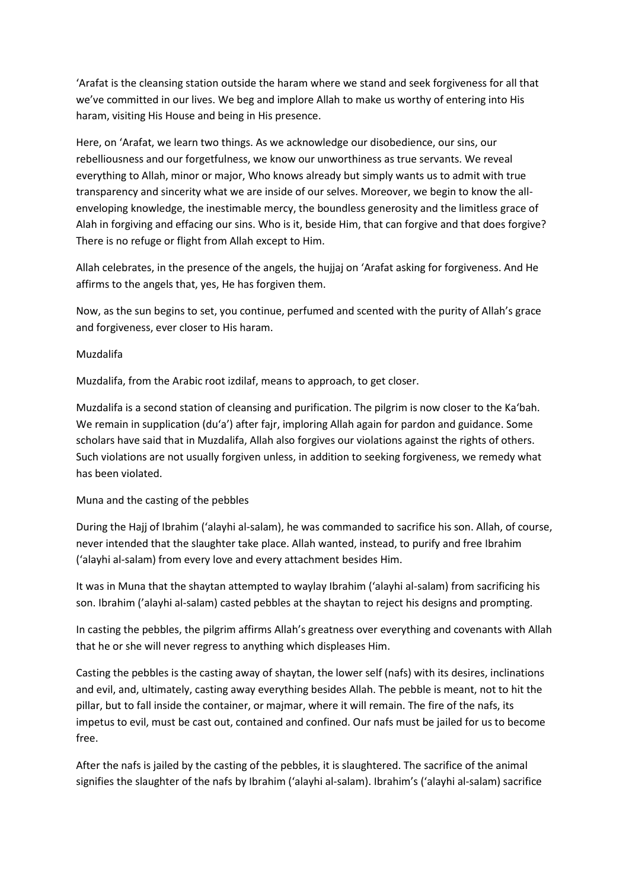‘Arafat is the cleansing station outside the haram where we stand and seek forgiveness for all that we’ve committed in our lives. We beg and implore Allah to make us worthy of entering into His haram, visiting His House and being in His presence.

Here, on ‘Arafat, we learn two things. As we acknowledge our disobedience, our sins, our rebelliousness and our forgetfulness, we know our unworthiness as true servants. We reveal everything to Allah, minor or major, Who knows already but simply wants us to admit with true transparency and sincerity what we are inside of our selves. Moreover, we begin to know the all-enveloping knowledge, the inestimable mercy, the boundless generosity and the limitless grace of Alah in forgiving and effacing our sins. Who is it, beside Him, that can forgive and that does forgive? There is no refuge or flight from Allah except to Him.

Allah celebrates, in the presence of the angels, the hujjaj on ‘Arafat asking for forgiveness. And He affirms to the angels that, yes, He has forgiven them.

Now, as the sun begins to set, you continue, perfumed and scented with the purity of Allah’s grace and forgiveness, ever closer to His haram.

## Muzdalifa

Muzdalifa, from the Arabic root izdilaf, means to approach, to get closer.

Muzdalifa is a second station of cleansing and purification. The pilgrim is now closer to the Ka‘bah. We remain in supplication (du‘a’) after fajr, imploring Allah again for pardon and guidance. Some scholars have said that in Muzdalifa, Allah also forgives our violations against the rights of others. Such violations are not usually forgiven unless, in addition to seeking forgiveness, we remedy what has been violated.

## Muna and the casting of the pebbles

During the Hajj of Ibrahim (‘alayhi al-salam), he was commanded to sacrifice his son. Allah, of course, never intended that the slaughter take place. Allah wanted, instead, to purify and free Ibrahim (‘alayhi al-salam) from every love and every attachment besides Him.

It was in Muna that the shaytan attempted to waylay Ibrahim (‘alayhi al-salam) from sacrificing his son. Ibrahim (’alayhi al-salam) casted pebbles at the shaytan to reject his designs and prompting.

In casting the pebbles, the pilgrim affirms Allah’s greatness over everything and covenants with Allah that he or she will never regress to anything which displeases Him.

Casting the pebbles is the casting away of shaytan, the lower self (nafs) with its desires, inclinations and evil, and, ultimately, casting away everything besides Allah. The pebble is meant, not to hit the pillar, but to fall inside the container, or majmar, where it will remain. The fire of the nafs, its impetus to evil, must be cast out, contained and confined. Our nafs must be jailed for us to become free.

After the nafs is jailed by the casting of the pebbles, it is slaughtered. The sacrifice of the animal signifies the slaughter of the nafs by Ibrahim (‘alayhi al-salam). Ibrahim’s (‘alayhi al-salam) sacrifice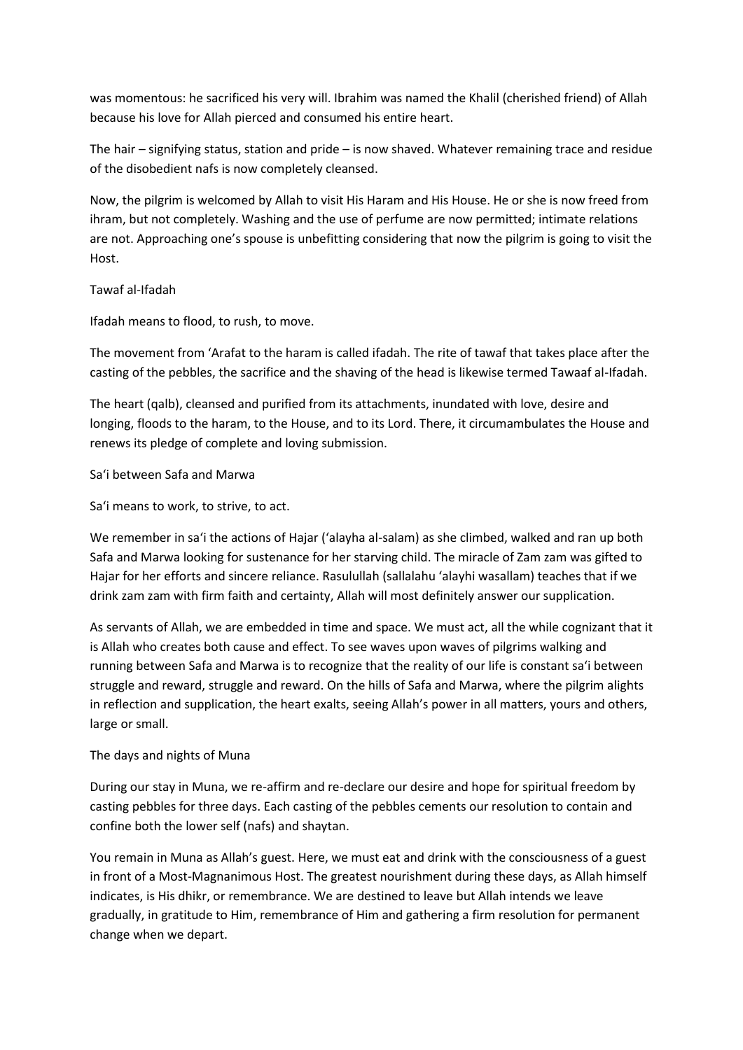was momentous: he sacrificed his very will. Ibrahim was named the Khalil (cherished friend) of Allah because his love for Allah pierced and consumed his entire heart.

The hair – signifying status, station and pride – is now shaved. Whatever remaining trace and residue of the disobedient nafs is now completely cleansed.

Now, the pilgrim is welcomed by Allah to visit His Haram and His House. He or she is now freed from ihram, but not completely. Washing and the use of perfume are now permitted; intimate relations are not. Approaching one's spouse is unbefitting considering that now the pilgrim is going to visit the Host.

## Tawaf al-Ifadah

Ifadah means to flood, to rush, to move.

The movement from 'Arafat to the haram is called ifadah. The rite of tawaf that takes place after the casting of the pebbles, the sacrifice and the shaving of the head is likewise termed Tawaaf al-Ifadah.

The heart (qalb), cleansed and purified from its attachments, inundated with love, desire and longing, floods to the haram, to the House, and to its Lord. There, it circumambulates the House and renews its pledge of complete and loving submission.

## Sa'i between Safa and Marwa

Sa'i means to work, to strive, to act.

We remember in sa'i the actions of Hajar ('alayha al-salam) as she climbed, walked and ran up both Safa and Marwa looking for sustenance for her starving child. The miracle of Zam zam was gifted to Hajar for her efforts and sincere reliance. Rasulullah (sallalahu 'alayhi wasallam) teaches that if we drink zam zam with firm faith and certainty, Allah will most definitely answer our supplication.

As servants of Allah, we are embedded in time and space. We must act, all the while cognizant that it is Allah who creates both cause and effect. To see waves upon waves of pilgrims walking and running between Safa and Marwa is to recognize that the reality of our life is constant sa'i between struggle and reward, struggle and reward. On the hills of Safa and Marwa, where the pilgrim alights in reflection and supplication, the heart exalts, seeing Allah's power in all matters, yours and others, large or small.

## The days and nights of Muna

During our stay in Muna, we re-affirm and re-declare our desire and hope for spiritual freedom by casting pebbles for three days. Each casting of the pebbles cements our resolution to contain and confine both the lower self (nafs) and shaytan.

You remain in Muna as Allah's guest. Here, we must eat and drink with the consciousness of a guest in front of a Most-Magnanimous Host. The greatest nourishment during these days, as Allah himself indicates, is His dhikr, or remembrance. We are destined to leave but Allah intends we leave gradually, in gratitude to Him, remembrance of Him and gathering a firm resolution for permanent change when we depart.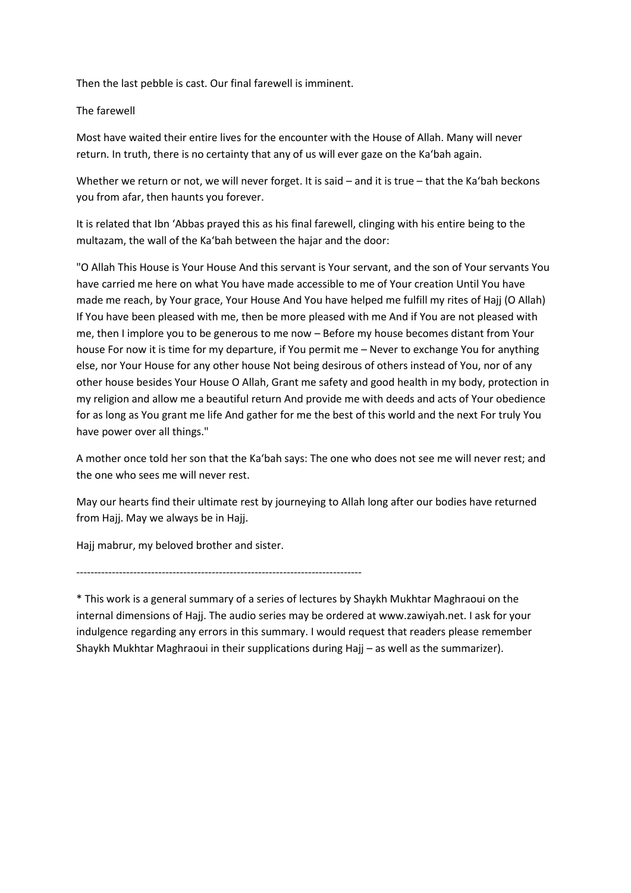Then the last pebble is cast. Our final farewell is imminent.

## The farewell

Most have waited their entire lives for the encounter with the House of Allah. Many will never return. In truth, there is no certainty that any of us will ever gaze on the Ka'bah again.

Whether we return or not, we will never forget. It is said – and it is true – that the Ka'bah beckons you from afar, then haunts you forever.

It is related that Ibn 'Abbas prayed this as his final farewell, clinging with his entire being to the multazam, the wall of the Ka'bah between the hajar and the door:

"O Allah This House is Your House And this servant is Your servant, and the son of Your servants You have carried me here on what You have made accessible to me of Your creation Until You have made me reach, by Your grace, Your House And You have helped me fulfill my rites of Hajj (O Allah) If You have been pleased with me, then be more pleased with me And if You are not pleased with me, then I implore you to be generous to me now – Before my house becomes distant from Your house For now it is time for my departure, if You permit me – Never to exchange You for anything else, nor Your House for any other house Not being desirous of others instead of You, nor of any other house besides Your House O Allah, Grant me safety and good health in my body, protection in my religion and allow me a beautiful return And provide me with deeds and acts of Your obedience for as long as You grant me life And gather for me the best of this world and the next For truly You have power over all things."

A mother once told her son that the Ka'bah says: The one who does not see me will never rest; and the one who sees me will never rest.

May our hearts find their ultimate rest by journeying to Allah long after our bodies have returned from Hajj. May we always be in Hajj.

Hajj mabrur, my beloved brother and sister.

--------------------------------------------------------------------------------

* This work is a general summary of a series of lectures by Shaykh Mukhtar Maghraoui on the internal dimensions of Hajj. The audio series may be ordered at www.zawiyah.net. I ask for your indulgence regarding any errors in this summary. I would request that readers please remember Shaykh Mukhtar Maghraoui in their supplications during Hajj – as well as the summarizer).